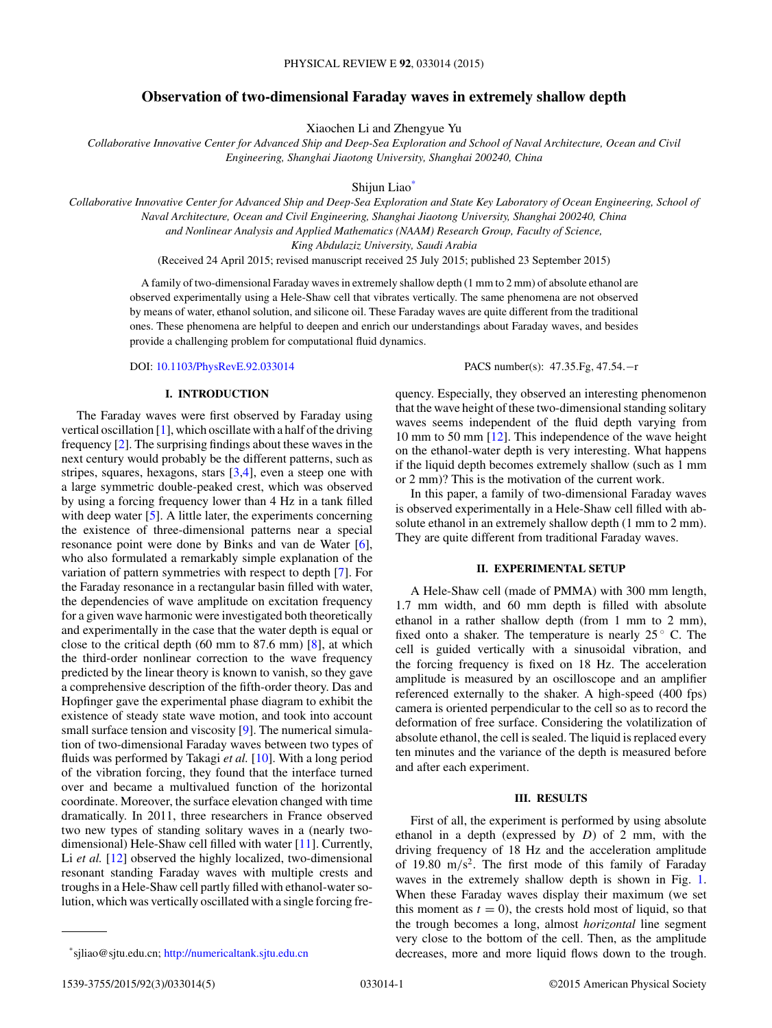# Observation of two-dimensional Faraday waves in extremely shallow depth

Xiaochen Li and Zhengyue Yu

*Collaborative Innovative Center for Advanced Ship and Deep-Sea Exploration and School of Naval Architecture, Ocean and Civil Engineering, Shanghai Jiaotong University, Shanghai 200240, China*

Shijun Liao*

*Collaborative Innovative Center for Advanced Ship and Deep-Sea Exploration and State Key Laboratory of Ocean Engineering, School of Naval Architecture, Ocean and Civil Engineering, Shanghai Jiaotong University, Shanghai 200240, China and Nonlinear Analysis and Applied Mathematics (NAAM) Research Group, Faculty of Science, King Abdulaziz University, Saudi Arabia*

(Received 24 April 2015; revised manuscript received 25 July 2015; published 23 September 2015)

A family of two-dimensional Faraday waves in extremely shallow depth (1 mm to 2 mm) of absolute ethanol are observed experimentally using a Hele-Shaw cell that vibrates vertically. The same phenomena are not observed by means of water, ethanol solution, and silicone oil. These Faraday waves are quite different from the traditional ones. These phenomena are helpful to deepen and enrich our understandings about Faraday waves, and besides provide a challenging problem for computational fluid dynamics.

DOI: 10.1103/PhysRevE.92.033014 PACS number(s): 47.35.Fg, 47.54.−r

## I. INTRODUCTION

The Faraday waves were first observed by Faraday using vertical oscillation [1], which oscillate with a half of the driving frequency [2]. The surprising findings about these waves in the next century would probably be the different patterns, such as stripes, squares, hexagons, stars [3,4], even a steep one with a large symmetric double-peaked crest, which was observed by using a forcing frequency lower than 4 Hz in a tank filled with deep water [5]. A little later, the experiments concerning the existence of three-dimensional patterns near a special resonance point were done by Binks and van de Water [6], who also formulated a remarkably simple explanation of the variation of pattern symmetries with respect to depth [7]. For the Faraday resonance in a rectangular basin filled with water, the dependencies of wave amplitude on excitation frequency for a given wave harmonic were investigated both theoretically and experimentally in the case that the water depth is equal or close to the critical depth (60 mm to 87.6 mm) [8], at which the third-order nonlinear correction to the wave frequency predicted by the linear theory is known to vanish, so they gave a comprehensive description of the fifth-order theory. Das and Hopfinger gave the experimental phase diagram to exhibit the existence of steady state wave motion, and took into account small surface tension and viscosity [9]. The numerical simulation of two-dimensional Faraday waves between two types of fluids was performed by Takagi *et al.* [10]. With a long period of the vibration forcing, they found that the interface turned over and became a multivalued function of the horizontal coordinate. Moreover, the surface elevation changed with time dramatically. In 2011, three researchers in France observed two new types of standing solitary waves in a (nearly two-dimensional) Hele-Shaw cell filled with water [11]. Currently, Li *et al.* [12] observed the highly localized, two-dimensional resonant standing Faraday waves with multiple crests and troughs in a Hele-Shaw cell partly filled with ethanol-water solution, which was vertically oscillated with a single forcing frequency. Especially, they observed an interesting phenomenon that the wave height of these two-dimensional standing solitary waves seems independent of the fluid depth varying from 10 mm to 50 mm [12]. This independence of the wave height on the ethanol-water depth is very interesting. What happens if the liquid depth becomes extremely shallow (such as 1 mm or 2 mm)? This is the motivation of the current work.

In this paper, a family of two-dimensional Faraday waves is observed experimentally in a Hele-Shaw cell filled with absolute ethanol in an extremely shallow depth (1 mm to 2 mm). They are quite different from traditional Faraday waves.

## II. EXPERIMENTAL SETUP

A Hele-Shaw cell (made of PMMA) with 300 mm length, 1.7 mm width, and 60 mm depth is filled with absolute ethanol in a rather shallow depth (from 1 mm to 2 mm), fixed onto a shaker. The temperature is nearly 25 ° C. The cell is guided vertically with a sinusoidal vibration, and the forcing frequency is fixed on 18 Hz. The acceleration amplitude is measured by an oscilloscope and an amplifier referenced externally to the shaker. A high-speed (400 fps) camera is oriented perpendicular to the cell so as to record the deformation of free surface. Considering the volatilization of absolute ethanol, the cell is sealed. The liquid is replaced every ten minutes and the variance of the depth is measured before and after each experiment.

## III. RESULTS

First of all, the experiment is performed by using absolute ethanol in a depth (expressed by $D$) of 2 mm, with the driving frequency of 18 Hz and the acceleration amplitude of 19.80 $\mathrm{m/s^2}$. The first mode of this family of Faraday waves in the extremely shallow depth is shown in Fig. 1. When these Faraday waves display their maximum (we set this moment as $t = 0$), the crests hold most of liquid, so that the trough becomes a long, almost *horizontal* line segment very close to the bottom of the cell. Then, as the amplitude decreases, more and more liquid flows down to the trough.

*sjliao@sjtu.edu.cn; http://numericaltank.sjtu.edu.cn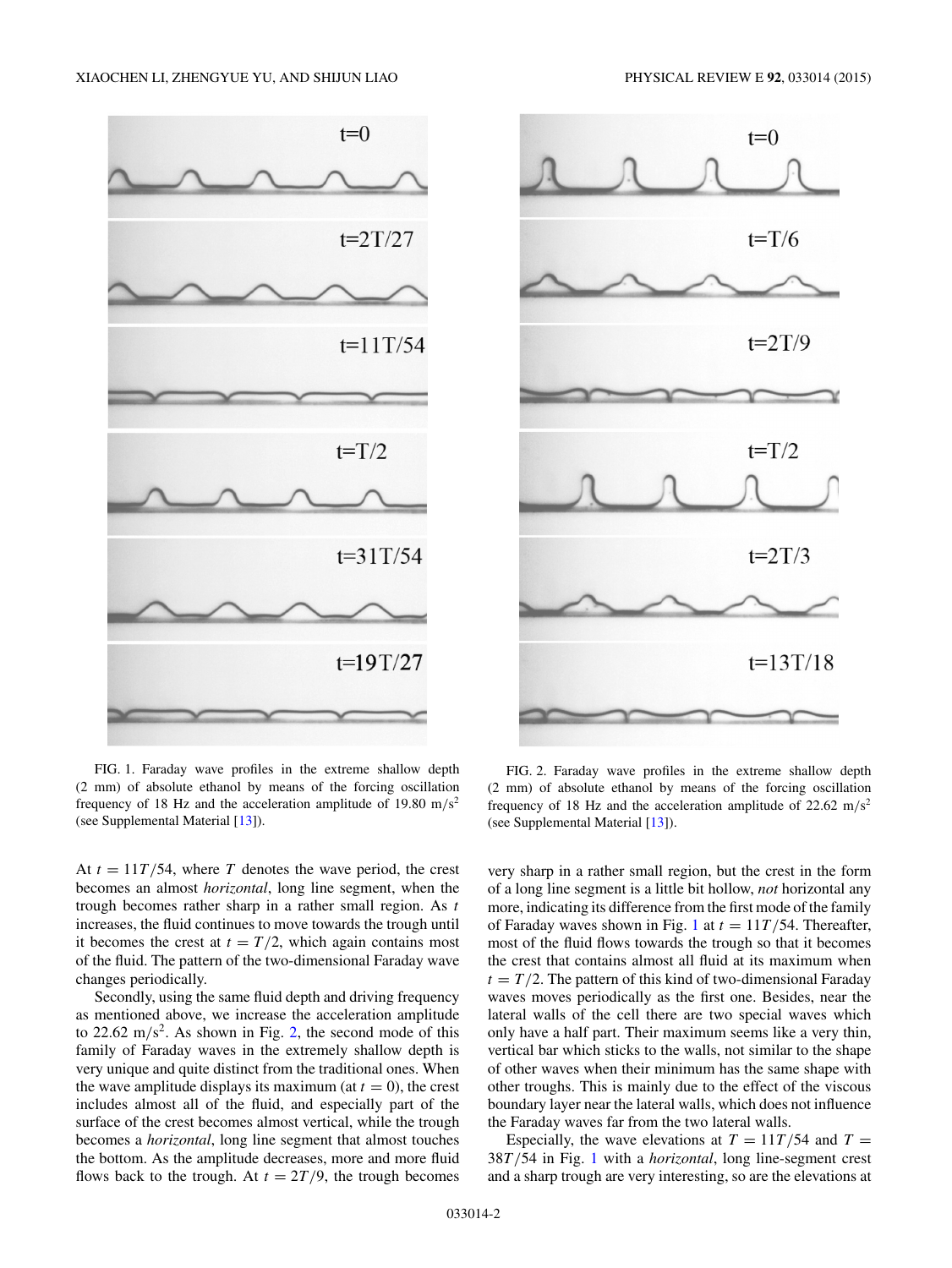FIG. 1. Faraday wave profiles in the extreme shallow depth (2 mm) of absolute ethanol by means of the forcing oscillation frequency of 18 Hz and the acceleration amplitude of 19.80 m/s$^2$ (see Supplemental Material [13]).

FIG. 2. Faraday wave profiles in the extreme shallow depth (2 mm) of absolute ethanol by means of the forcing oscillation frequency of 18 Hz and the acceleration amplitude of 22.62 m/s$^2$ (see Supplemental Material [13]).

At $t = 11T/54$, where $T$ denotes the wave period, the crest becomes an almost *horizontal*, long line segment, when the trough becomes rather sharp in a rather small region. As $t$ increases, the fluid continues to move towards the trough until it becomes the crest at $t = T/2$, which again contains most of the fluid. The pattern of the two-dimensional Faraday wave changes periodically.

Secondly, using the same fluid depth and driving frequency as mentioned above, we increase the acceleration amplitude to 22.62 m/s$^2$. As shown in Fig. 2, the second mode of this family of Faraday waves in the extremely shallow depth is very unique and quite distinct from the traditional ones. When the wave amplitude displays its maximum (at $t = 0$), the crest includes almost all of the fluid, and especially part of the surface of the crest becomes almost vertical, while the trough becomes a *horizontal*, long line segment that almost touches the bottom. As the amplitude decreases, more and more fluid flows back to the trough. At $t = 2T/9$, the trough becomes very sharp in a rather small region, but the crest in the form of a long line segment is a little bit hollow, *not* horizontal any more, indicating its difference from the first mode of the family of Faraday waves shown in Fig. 1 at $t = 11T/54$. Thereafter, most of the fluid flows towards the trough so that it becomes the crest that contains almost all fluid at its maximum when $t = T/2$. The pattern of this kind of two-dimensional Faraday waves moves periodically as the first one. Besides, near the lateral walls of the cell there are two special waves which only have a half part. Their maximum seems like a very thin, vertical bar which sticks to the walls, not similar to the shape of other waves when their minimum has the same shape with other troughs. This is mainly due to the effect of the viscous boundary layer near the lateral walls, which does not influence the Faraday waves far from the two lateral walls.

Especially, the wave elevations at $T = 11T/54$ and $T = 38T/54$ in Fig. 1 with a *horizontal*, long line-segment crest and a sharp trough are very interesting, so are the elevations at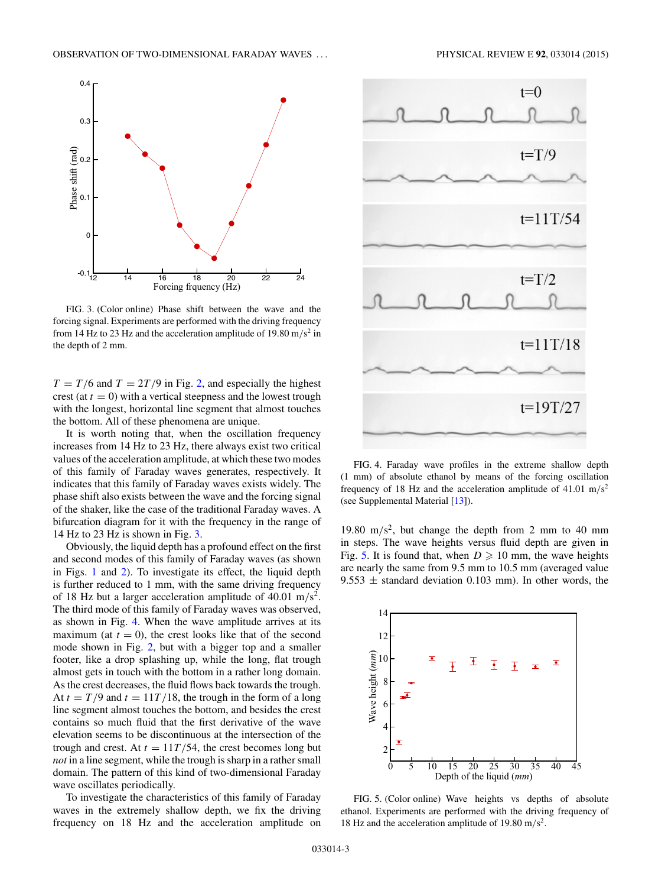FIG. 3. (Color online) Phase shift between the wave and the forcing signal. Experiments are performed with the driving frequency from 14 Hz to 23 Hz and the acceleration amplitude of 19.80 m/s$^2$ in the depth of 2 mm.

$T = T/6$ and $T = 2T/9$ in Fig. 2, and especially the highest crest (at $t = 0$) with a vertical steepness and the lowest trough with the longest, horizontal line segment that almost touches the bottom. All of these phenomena are unique.

It is worth noting that, when the oscillation frequency increases from 14 Hz to 23 Hz, there always exist two critical values of the acceleration amplitude, at which these two modes of this family of Faraday waves generates, respectively. It indicates that this family of Faraday waves exists widely. The phase shift also exists between the wave and the forcing signal of the shaker, like the case of the traditional Faraday waves. A bifurcation diagram for it with the frequency in the range of 14 Hz to 23 Hz is shown in Fig. 3.

Obviously, the liquid depth has a profound effect on the first and second modes of this family of Faraday waves (as shown in Figs. 1 and 2). To investigate its effect, the liquid depth is further reduced to 1 mm, with the same driving frequency of 18 Hz but a larger acceleration amplitude of 40.01 m/s$^2$. The third mode of this family of Faraday waves was observed, as shown in Fig. 4. When the wave amplitude arrives at its maximum (at $t = 0$), the crest looks like that of the second mode shown in Fig. 2, but with a bigger top and a smaller footer, like a drop splashing up, while the long, flat trough almost gets in touch with the bottom in a rather long domain. As the crest decreases, the fluid flows back towards the trough. At $t = T/9$ and $t = 11T/18$, the trough in the form of a long line segment almost touches the bottom, and besides the crest contains so much fluid that the first derivative of the wave elevation seems to be discontinuous at the intersection of the trough and crest. At $t = 11T/54$, the crest becomes long but *not* in a line segment, while the trough is sharp in a rather small domain. The pattern of this kind of two-dimensional Faraday wave oscillates periodically.

To investigate the characteristics of this family of Faraday waves in the extremely shallow depth, we fix the driving frequency on 18 Hz and the acceleration amplitude on 19.80 m/s$^2$, but change the depth from 2 mm to 40 mm in steps. The wave heights versus fluid depth are given in Fig. 5. It is found that, when $D \geqslant 10$ mm, the wave heights are nearly the same from 9.5 mm to 10.5 mm (averaged value 9.553 $\pm$ standard deviation 0.103 mm). In other words, the

FIG. 4. Faraday wave profiles in the extreme shallow depth (1 mm) of absolute ethanol by means of the forcing oscillation frequency of 18 Hz and the acceleration amplitude of 41.01 m/s$^2$ (see Supplemental Material [13]).

FIG. 5. (Color online) Wave heights vs depths of absolute ethanol. Experiments are performed with the driving frequency of 18 Hz and the acceleration amplitude of 19.80 m/s$^2$.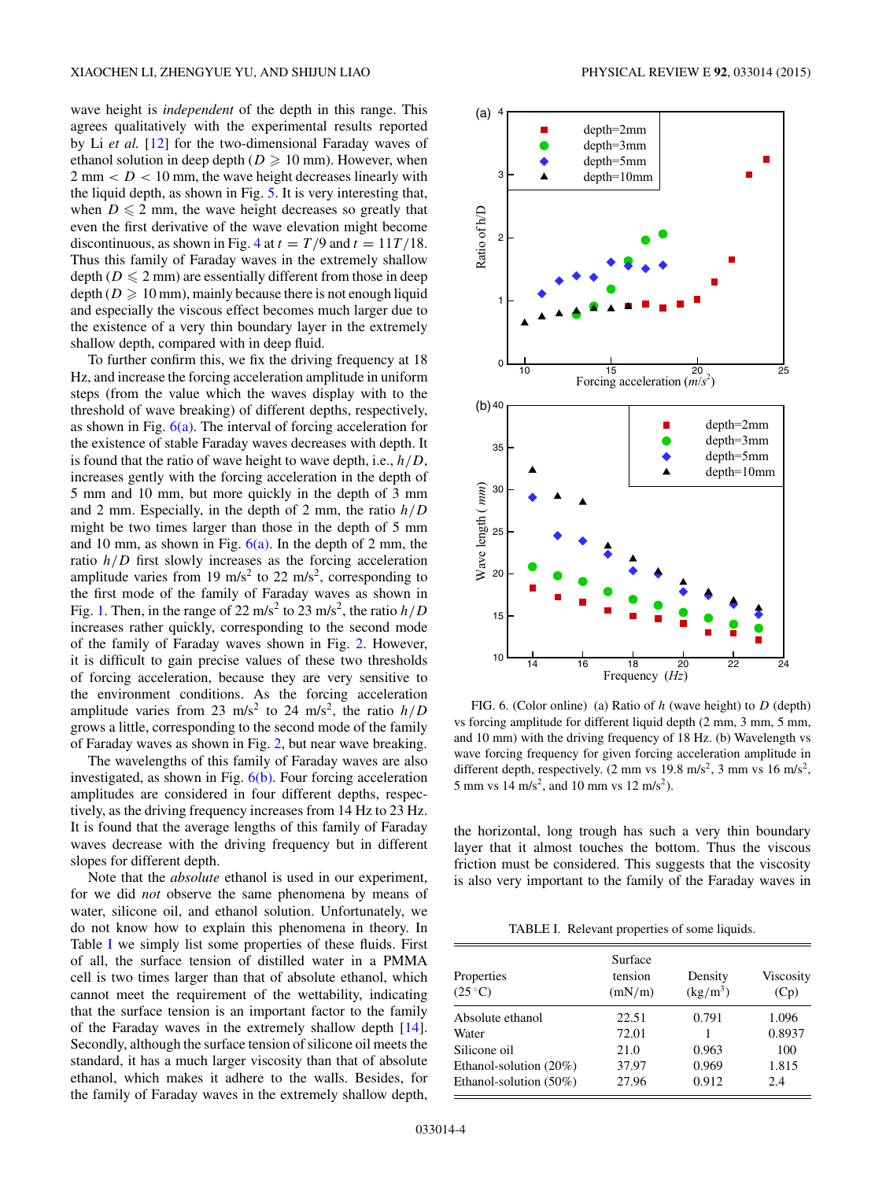wave height is *independent* of the depth in this range. This agrees qualitatively with the experimental results reported by Li *et al.* [12] for the two-dimensional Faraday waves of ethanol solution in deep depth ($D \geqslant 10$ mm). However, when $2\text{ mm} < D < 10$ mm, the wave height decreases linearly with the liquid depth, as shown in Fig. 5. It is very interesting that, when $D \leqslant 2$ mm, the wave height decreases so greatly that even the first derivative of the wave elevation might become discontinuous, as shown in Fig. 4 at $t = T/9$ and $t = 11T/18$. Thus this family of Faraday waves in the extremely shallow depth ($D \leqslant 2$ mm) are essentially different from those in deep depth ($D \geqslant 10$ mm), mainly because there is not enough liquid and especially the viscous effect becomes much larger due to the existence of a very thin boundary layer in the extremely shallow depth, compared with in deep fluid.

To further confirm this, we fix the driving frequency at 18 Hz, and increase the forcing acceleration amplitude in uniform steps (from the value which the waves display with to the threshold of wave breaking) of different depths, respectively, as shown in Fig. 6(a). The interval of forcing acceleration for the existence of stable Faraday waves decreases with depth. It is found that the ratio of wave height to wave depth, i.e., $h/D$, increases gently with the forcing acceleration in the depth of 5 mm and 10 mm, but more quickly in the depth of 3 mm and 2 mm. Especially, in the depth of 2 mm, the ratio $h/D$ might be two times larger than those in the depth of 5 mm and 10 mm, as shown in Fig. 6(a). In the depth of 2 mm, the ratio $h/D$ first slowly increases as the forcing acceleration amplitude varies from 19 m/s$^2$ to 22 m/s$^2$, corresponding to the first mode of the family of Faraday waves as shown in Fig. 1. Then, in the range of 22 m/s$^2$ to 23 m/s$^2$, the ratio $h/D$ increases rather quickly, corresponding to the second mode of the family of Faraday waves shown in Fig. 2. However, it is difficult to gain precise values of these two thresholds of forcing acceleration, because they are very sensitive to the environment conditions. As the forcing acceleration amplitude varies from 23 m/s$^2$ to 24 m/s$^2$, the ratio $h/D$ grows a little, corresponding to the second mode of the family of Faraday waves as shown in Fig. 2, but near wave breaking.

The wavelengths of this family of Faraday waves are also investigated, as shown in Fig. 6(b). Four forcing acceleration amplitudes are considered in four different depths, respectively, as the driving frequency increases from 14 Hz to 23 Hz. It is found that the average lengths of this family of Faraday waves decrease with the driving frequency but in different slopes for different depth.

Note that the *absolute* ethanol is used in our experiment, for we did *not* observe the same phenomena by means of water, silicone oil, and ethanol solution. Unfortunately, we do not know how to explain this phenomena in theory. In Table I we simply list some properties of these fluids. First of all, the surface tension of distilled water in a PMMA cell is two times larger than that of absolute ethanol, which cannot meet the requirement of the wettability, indicating that the surface tension is an important factor to the family of the Faraday waves in the extremely shallow depth [14]. Secondly, although the surface tension of silicone oil meets the standard, it has a much larger viscosity than that of absolute ethanol, which makes it adhere to the walls. Besides, for the family of Faraday waves in the extremely shallow depth, the horizontal, long trough has such a very thin boundary layer that it almost touches the bottom. Thus the viscous friction must be considered. This suggests that the viscosity is also very important to the family of the Faraday waves in

FIG. 6. (Color online) (a) Ratio of $h$ (wave height) to $D$ (depth) vs forcing amplitude for different liquid depth (2 mm, 3 mm, 5 mm, and 10 mm) with the driving frequency of 18 Hz. (b) Wavelength vs wave forcing frequency for given forcing acceleration amplitude in different depth, respectively. (2 mm vs 19.8 m/s$^2$, 3 mm vs 16 m/s$^2$, 5 mm vs 14 m/s$^2$, and 10 mm vs 12 m/s$^2$).

TABLE I. Relevant properties of some liquids.

| Properties (25 °C) | Surface tension (mN/m) | Density (kg/m$^3$) | Viscosity (Cp) |
|---|---|---|---|
| Absolute ethanol | 22.51 | 0.791 | 1.096 |
| Water | 72.01 | 1 | 0.8937 |
| Silicone oil | 21.0 | 0.963 | 100 |
| Ethanol-solution (20%) | 37.97 | 0.969 | 1.815 |
| Ethanol-solution (50%) | 27.96 | 0.912 | 2.4 |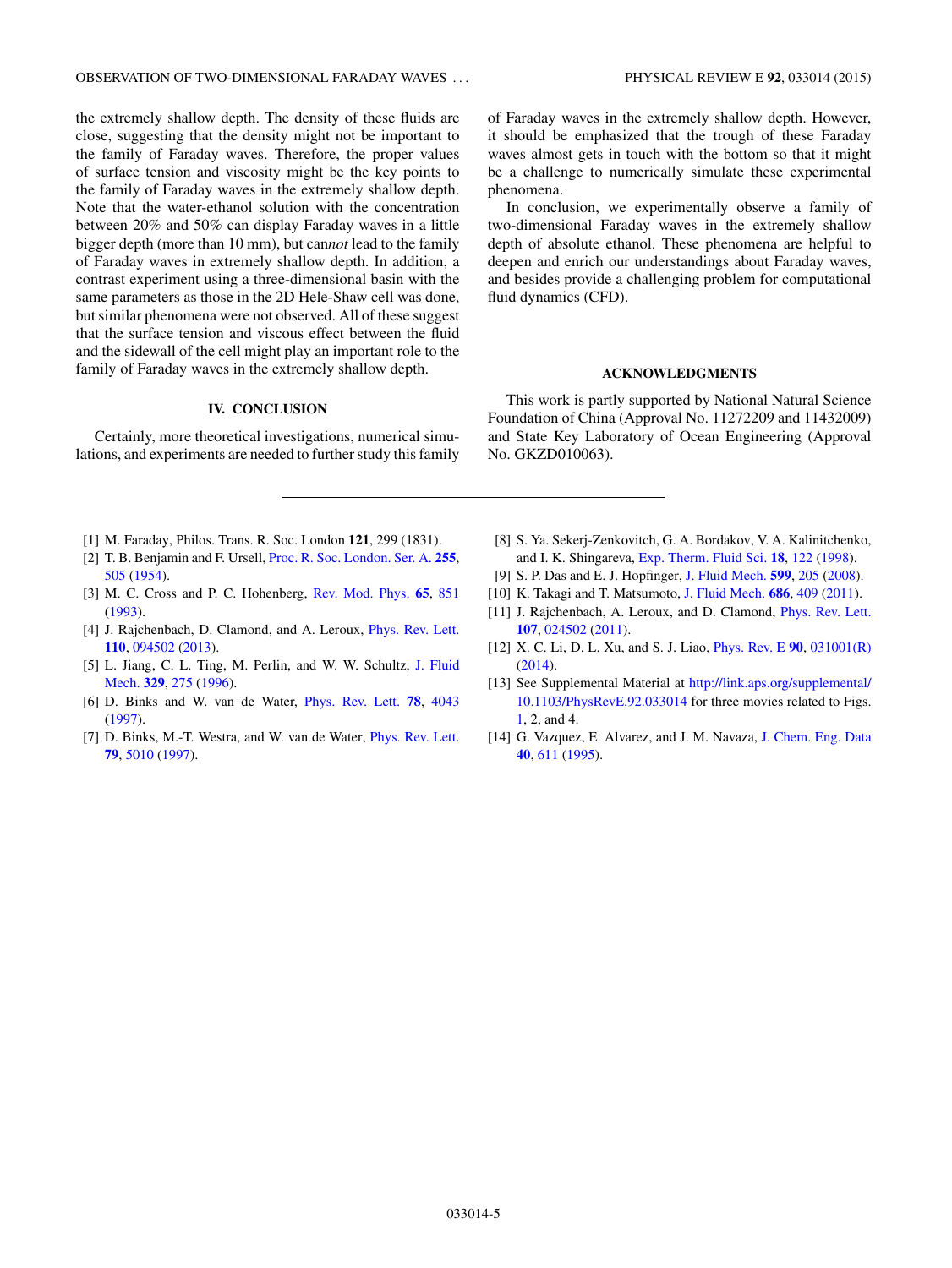the extremely shallow depth. The density of these fluids are close, suggesting that the density might not be important to the family of Faraday waves. Therefore, the proper values of surface tension and viscosity might be the key points to the family of Faraday waves in the extremely shallow depth. Note that the water-ethanol solution with the concentration between 20% and 50% can display Faraday waves in a little bigger depth (more than 10 mm), but can*not* lead to the family of Faraday waves in extremely shallow depth. In addition, a contrast experiment using a three-dimensional basin with the same parameters as those in the 2D Hele-Shaw cell was done, but similar phenomena were not observed. All of these suggest that the surface tension and viscous effect between the fluid and the sidewall of the cell might play an important role to the family of Faraday waves in the extremely shallow depth.

## IV. CONCLUSION

Certainly, more theoretical investigations, numerical simulations, and experiments are needed to further study this family of Faraday waves in the extremely shallow depth. However, it should be emphasized that the trough of these Faraday waves almost gets in touch with the bottom so that it might be a challenge to numerically simulate these experimental phenomena.

In conclusion, we experimentally observe a family of two-dimensional Faraday waves in the extremely shallow depth of absolute ethanol. These phenomena are helpful to deepen and enrich our understandings about Faraday waves, and besides provide a challenging problem for computational fluid dynamics (CFD).

## ACKNOWLEDGMENTS

This work is partly supported by National Natural Science Foundation of China (Approval No. 11272209 and 11432009) and State Key Laboratory of Ocean Engineering (Approval No. GKZD010063).

---

[1] M. Faraday, Philos. Trans. R. Soc. London **121**, 299 (1831).

[2] T. B. Benjamin and F. Ursell, Proc. R. Soc. London. Ser. A. **255**, 505 (1954).

[3] M. C. Cross and P. C. Hohenberg, Rev. Mod. Phys. **65**, 851 (1993).

[4] J. Rajchenbach, D. Clamond, and A. Leroux, Phys. Rev. Lett. **110**, 094502 (2013).

[5] L. Jiang, C. L. Ting, M. Perlin, and W. W. Schultz, J. Fluid Mech. **329**, 275 (1996).

[6] D. Binks and W. van de Water, Phys. Rev. Lett. **78**, 4043 (1997).

[7] D. Binks, M.-T. Westra, and W. van de Water, Phys. Rev. Lett. **79**, 5010 (1997).

[8] S. Ya. Sekerj-Zenkovitch, G. A. Bordakov, V. A. Kalinitchenko, and I. K. Shingareva, Exp. Therm. Fluid Sci. **18**, 122 (1998).

[9] S. P. Das and E. J. Hopfinger, J. Fluid Mech. **599**, 205 (2008).

[10] K. Takagi and T. Matsumoto, J. Fluid Mech. **686**, 409 (2011).

[11] J. Rajchenbach, A. Leroux, and D. Clamond, Phys. Rev. Lett. **107**, 024502 (2011).

[12] X. C. Li, D. L. Xu, and S. J. Liao, Phys. Rev. E **90**, 031001(R) (2014).

[13] See Supplemental Material at http://link.aps.org/supplemental/10.1103/PhysRevE.92.033014 for three movies related to Figs. 1, 2, and 4.

[14] G. Vazquez, E. Alvarez, and J. M. Navaza, J. Chem. Eng. Data **40**, 611 (1995).